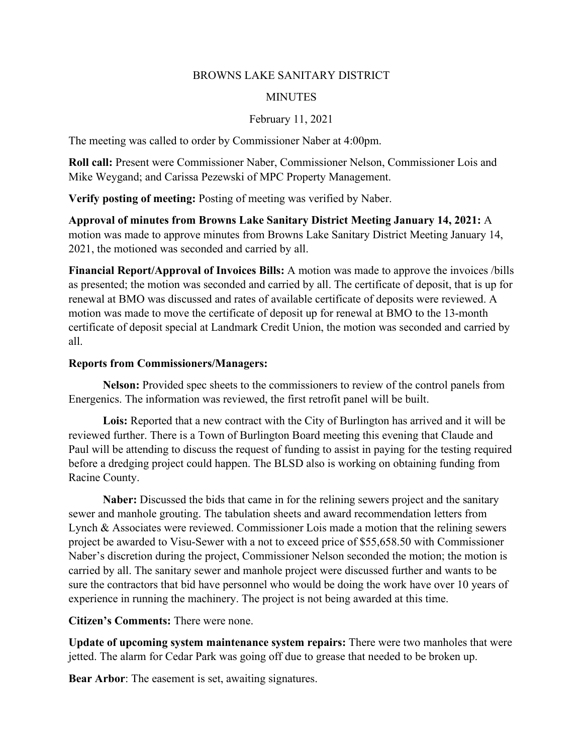BROWNS LAKE SANITARY DISTRICT

MINUTES

February 11, 2021

The meeting was called to order by Commissioner Naber at 4:00pm.

**Roll call:** Present were Commissioner Naber, Commissioner Nelson, Commissioner Lois and Mike Weygand; and Carissa Pezewski of MPC Property Management.

**Verify posting of meeting:** Posting of meeting was verified by Naber.

**Approval of minutes from Browns Lake Sanitary District Meeting January 14, 2021:** A motion was made to approve minutes from Browns Lake Sanitary District Meeting January 14, 2021, the motioned was seconded and carried by all.

**Financial Report/Approval of Invoices Bills:** A motion was made to approve the invoices /bills as presented; the motion was seconded and carried by all. The certificate of deposit, that is up for renewal at BMO was discussed and rates of available certificate of deposits were reviewed. A motion was made to move the certificate of deposit up for renewal at BMO to the 13-month certificate of deposit special at Landmark Credit Union, the motion was seconded and carried by all.

**Reports from Commissioners/Managers:**

**Nelson:** Provided spec sheets to the commissioners to review of the control panels from Energenics. The information was reviewed, the first retrofit panel will be built.

**Lois:** Reported that a new contract with the City of Burlington has arrived and it will be reviewed further. There is a Town of Burlington Board meeting this evening that Claude and Paul will be attending to discuss the request of funding to assist in paying for the testing required before a dredging project could happen. The BLSD also is working on obtaining funding from Racine County.

**Naber:** Discussed the bids that came in for the relining sewers project and the sanitary sewer and manhole grouting. The tabulation sheets and award recommendation letters from Lynch & Associates were reviewed. Commissioner Lois made a motion that the relining sewers project be awarded to Visu-Sewer with a not to exceed price of $55,658.50 with Commissioner Naber's discretion during the project, Commissioner Nelson seconded the motion; the motion is carried by all. The sanitary sewer and manhole project were discussed further and wants to be sure the contractors that bid have personnel who would be doing the work have over 10 years of experience in running the machinery. The project is not being awarded at this time.

**Citizen's Comments:** There were none.

**Update of upcoming system maintenance system repairs:** There were two manholes that were jetted. The alarm for Cedar Park was going off due to grease that needed to be broken up.

**Bear Arbor**: The easement is set, awaiting signatures.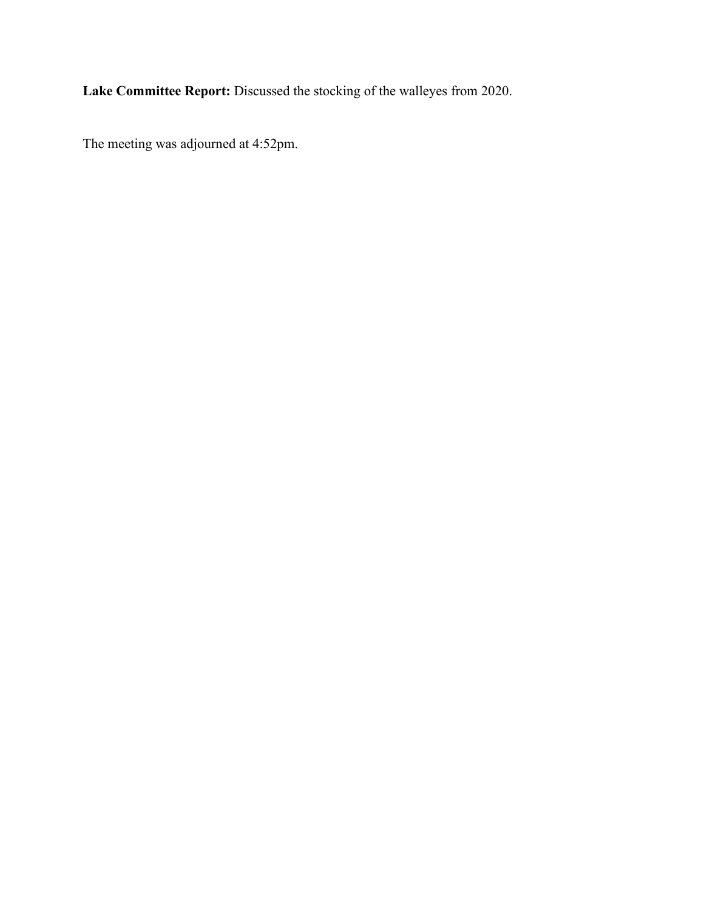**Lake Committee Report:** Discussed the stocking of the walleyes from 2020.

The meeting was adjourned at 4:52pm.